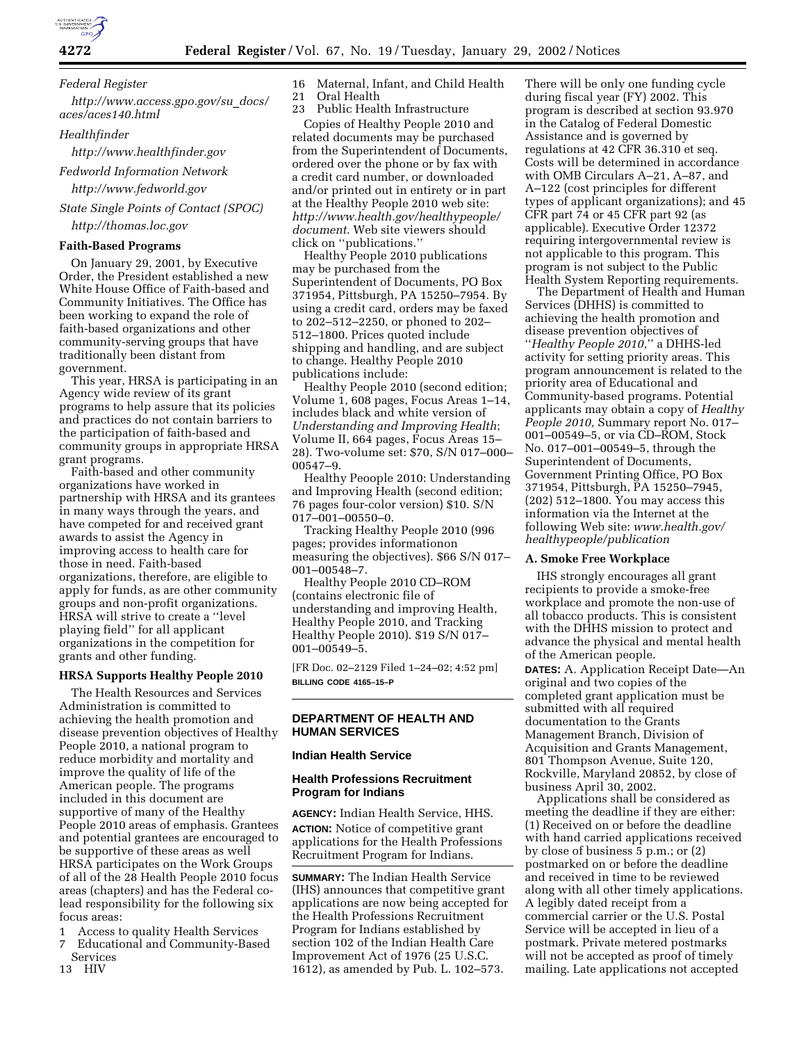*Federal Register*

*http://www.access.gpo.gov/su_docs/aces/aces140.html*

*Healthfinder*

*http://www.healthfinder.gov*

*Fedworld Information Network*

*http://www.fedworld.gov*

*State Single Points of Contact (SPOC)*

*http://thomas.loc.gov*

**Faith-Based Programs**

On January 29, 2001, by Executive Order, the President established a new White House Office of Faith-based and Community Initiatives. The Office has been working to expand the role of faith-based organizations and other community-serving groups that have traditionally been distant from government.

This year, HRSA is participating in an Agency wide review of its grant programs to help assure that its policies and practices do not contain barriers to the participation of faith-based and community groups in appropriate HRSA grant programs.

Faith-based and other community organizations have worked in partnership with HRSA and its grantees in many ways through the years, and have competed for and received grant awards to assist the Agency in improving access to health care for those in need. Faith-based organizations, therefore, are eligible to apply for funds, as are other community groups and non-profit organizations. HRSA will strive to create a ''level playing field'' for all applicant organizations in the competition for grants and other funding.

**HRSA Supports Healthy People 2010**

The Health Resources and Services Administration is committed to achieving the health promotion and disease prevention objectives of Healthy People 2010, a national program to reduce morbidity and mortality and improve the quality of life of the American people. The programs included in this document are supportive of many of the Healthy People 2010 areas of emphasis. Grantees and potential grantees are encouraged to be supportive of these areas as well HRSA participates on the Work Groups of all of the 28 Health People 2010 focus areas (chapters) and has the Federal co-lead responsibility for the following six focus areas:

1 Access to quality Health Services
7 Educational and Community-Based Services
13 HIV
16 Maternal, Infant, and Child Health
21 Oral Health
23 Public Health Infrastructure

Copies of Healthy People 2010 and related documents may be purchased from the Superintendent of Documents, ordered over the phone or by fax with a credit card number, or downloaded and/or printed out in entirety or in part at the Healthy People 2010 web site: *http://www.health.gov/healthypeople/document*. Web site viewers should click on ''publications.''

Healthy People 2010 publications may be purchased from the Superintendent of Documents, PO Box 371954, Pittsburgh, PA 15250–7954. By using a credit card, orders may be faxed to 202–512–2250, or phoned to 202–512–1800. Prices quoted include shipping and handling, and are subject to change. Healthy People 2010 publications include:

Healthy People 2010 (second edition; Volume 1, 608 pages, Focus Areas 1–14, includes black and white version of *Understanding and Improving Health*; Volume II, 664 pages, Focus Areas 15–28). Two-volume set: $70, S/N 017–000–00547–9.

Healthy Peoople 2010: Understanding and Improving Health (second edition; 76 pages four-color version) $10. S/N 017–001–00550–0.

Tracking Healthy People 2010 (996 pages; provides informationon measuring the objectives). $66 S/N 017–001–00548–7.

Healthy People 2010 CD–ROM (contains electronic file of understanding and improving Health, Healthy People 2010, and Tracking Healthy People 2010). $19 S/N 017–001–00549–5.

[FR Doc. 02–2129 Filed 1–24–02; 4:52 pm]

**BILLING CODE 4165–15–P**

## DEPARTMENT OF HEALTH AND HUMAN SERVICES

### Indian Health Service

### Health Professions Recruitment Program for Indians

**AGENCY:** Indian Health Service, HHS.

**ACTION:** Notice of competitive grant applications for the Health Professions Recruitment Program for Indians.

**SUMMARY:** The Indian Health Service (IHS) announces that competitive grant applications are now being accepted for the Health Professions Recruitment Program for Indians established by section 102 of the Indian Health Care Improvement Act of 1976 (25 U.S.C. 1612), as amended by Pub. L. 102–573. There will be only one funding cycle during fiscal year (FY) 2002. This program is described at section 93.970 in the Catalog of Federal Domestic Assistance and is governed by regulations at 42 CFR 36.310 et seq. Costs will be determined in accordance with OMB Circulars A–21, A–87, and A–122 (cost principles for different types of applicant organizations); and 45 CFR part 74 or 45 CFR part 92 (as applicable). Executive Order 12372 requiring intergovernmental review is not applicable to this program. This program is not subject to the Public Health System Reporting requirements.

The Department of Health and Human Services (DHHS) is committed to achieving the health promotion and disease prevention objectives of ''*Healthy People 2010,*'' a DHHS-led activity for setting priority areas. This program announcement is related to the priority area of Educational and Community-based programs. Potential applicants may obtain a copy of *Healthy People 2010,* Summary report No. 017–001–00549–5, or via CD–ROM, Stock No. 017–001–00549–5, through the Superintendent of Documents, Government Printing Office, PO Box 371954, Pittsburgh, PA 15250–7945, (202) 512–1800. You may access this information via the Internet at the following Web site: *www.health.gov/healthypeople/publication*

**A. Smoke Free Workplace**

IHS strongly encourages all grant recipients to provide a smoke-free workplace and promote the non-use of all tobacco products. This is consistent with the DHHS mission to protect and advance the physical and mental health of the American people.

**DATES:** A. Application Receipt Date—An original and two copies of the completed grant application must be submitted with all required documentation to the Grants Management Branch, Division of Acquisition and Grants Management, 801 Thompson Avenue, Suite 120, Rockville, Maryland 20852, by close of business April 30, 2002.

Applications shall be considered as meeting the deadline if they are either: (1) Received on or before the deadline with hand carried applications received by close of business 5 p.m.; or (2) postmarked on or before the deadline and received in time to be reviewed along with all other timely applications. A legibly dated receipt from a commercial carrier or the U.S. Postal Service will be accepted in lieu of a postmark. Private metered postmarks will not be accepted as proof of timely mailing. Late applications not accepted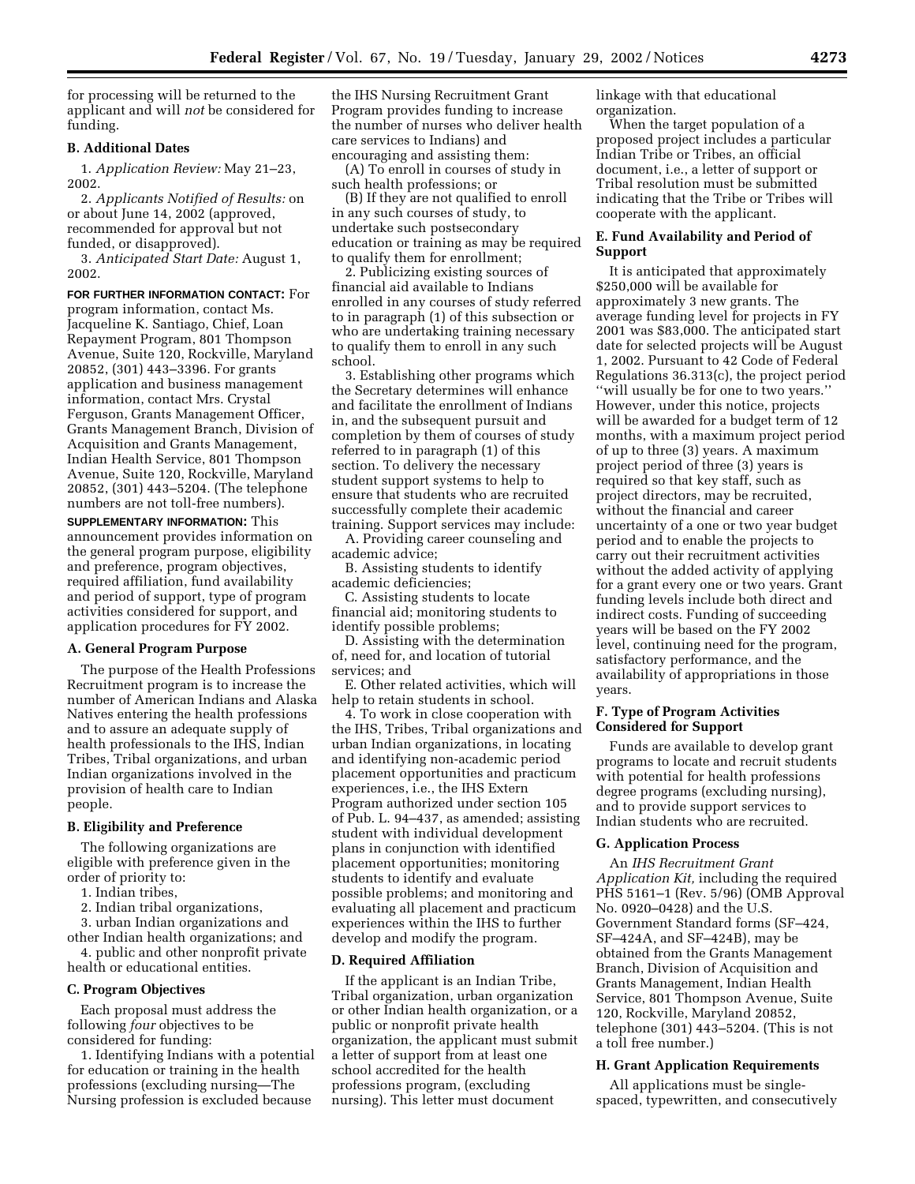for processing will be returned to the applicant and will *not* be considered for funding.

### B. Additional Dates

1. *Application Review:* May 21–23, 2002.

2. *Applicants Notified of Results:* on or about June 14, 2002 (approved, recommended for approval but not funded, or disapproved).

3. *Anticipated Start Date:* August 1, 2002.

**FOR FURTHER INFORMATION CONTACT:** For program information, contact Ms. Jacqueline K. Santiago, Chief, Loan Repayment Program, 801 Thompson Avenue, Suite 120, Rockville, Maryland 20852, (301) 443–3396. For grants application and business management information, contact Mrs. Crystal Ferguson, Grants Management Officer, Grants Management Branch, Division of Acquisition and Grants Management, Indian Health Service, 801 Thompson Avenue, Suite 120, Rockville, Maryland 20852, (301) 443–5204. (The telephone numbers are not toll-free numbers).

**SUPPLEMENTARY INFORMATION:** This announcement provides information on the general program purpose, eligibility and preference, program objectives, required affiliation, fund availability and period of support, type of program activities considered for support, and application procedures for FY 2002.

### A. General Program Purpose

The purpose of the Health Professions Recruitment program is to increase the number of American Indians and Alaska Natives entering the health professions and to assure an adequate supply of health professionals to the IHS, Indian Tribes, Tribal organizations, and urban Indian organizations involved in the provision of health care to Indian people.

### B. Eligibility and Preference

The following organizations are eligible with preference given in the order of priority to:

1. Indian tribes,
2. Indian tribal organizations,
3. urban Indian organizations and other Indian health organizations; and
4. public and other nonprofit private health or educational entities.

### C. Program Objectives

Each proposal must address the following *four* objectives to be considered for funding:

1. Identifying Indians with a potential for education or training in the health professions (excluding nursing—The Nursing profession is excluded because the IHS Nursing Recruitment Grant Program provides funding to increase the number of nurses who deliver health care services to Indians) and encouraging and assisting them:

(A) To enroll in courses of study in such health professions; or

(B) If they are not qualified to enroll in any such courses of study, to undertake such postsecondary education or training as may be required to qualify them for enrollment;

2. Publicizing existing sources of financial aid available to Indians enrolled in any courses of study referred to in paragraph (1) of this subsection or who are undertaking training necessary to qualify them to enroll in any such school.

3. Establishing other programs which the Secretary determines will enhance and facilitate the enrollment of Indians in, and the subsequent pursuit and completion by them of courses of study referred to in paragraph (1) of this section. To delivery the necessary student support systems to help to ensure that students who are recruited successfully complete their academic training. Support services may include:

A. Providing career counseling and academic advice;

B. Assisting students to identify academic deficiencies;

C. Assisting students to locate financial aid; monitoring students to identify possible problems;

D. Assisting with the determination of, need for, and location of tutorial services; and

E. Other related activities, which will help to retain students in school.

4. To work in close cooperation with the IHS, Tribes, Tribal organizations and urban Indian organizations, in locating and identifying non-academic period placement opportunities and practicum experiences, i.e., the IHS Extern Program authorized under section 105 of Pub. L. 94–437, as amended; assisting student with individual development plans in conjunction with identified placement opportunities; monitoring students to identify and evaluate possible problems; and monitoring and evaluating all placement and practicum experiences within the IHS to further develop and modify the program.

### D. Required Affiliation

If the applicant is an Indian Tribe, Tribal organization, urban organization or other Indian health organization, or a public or nonprofit private health organization, the applicant must submit a letter of support from at least one school accredited for the health professions program, (excluding nursing). This letter must document linkage with that educational organization.

When the target population of a proposed project includes a particular Indian Tribe or Tribes, an official document, i.e., a letter of support or Tribal resolution must be submitted indicating that the Tribe or Tribes will cooperate with the applicant.

### E. Fund Availability and Period of Support

It is anticipated that approximately $250,000 will be available for approximately 3 new grants. The average funding level for projects in FY 2001 was $83,000. The anticipated start date for selected projects will be August 1, 2002. Pursuant to 42 Code of Federal Regulations 36.313(c), the project period ''will usually be for one to two years.'' However, under this notice, projects will be awarded for a budget term of 12 months, with a maximum project period of up to three (3) years. A maximum project period of three (3) years is required so that key staff, such as project directors, may be recruited, without the financial and career uncertainty of a one or two year budget period and to enable the projects to carry out their recruitment activities without the added activity of applying for a grant every one or two years. Grant funding levels include both direct and indirect costs. Funding of succeeding years will be based on the FY 2002 level, continuing need for the program, satisfactory performance, and the availability of appropriations in those years.

### F. Type of Program Activities Considered for Support

Funds are available to develop grant programs to locate and recruit students with potential for health professions degree programs (excluding nursing), and to provide support services to Indian students who are recruited.

### G. Application Process

An *IHS Recruitment Grant Application Kit,* including the required PHS 5161–1 (Rev. 5/96) (OMB Approval No. 0920–0428) and the U.S. Government Standard forms (SF–424, SF–424A, and SF–424B), may be obtained from the Grants Management Branch, Division of Acquisition and Grants Management, Indian Health Service, 801 Thompson Avenue, Suite 120, Rockville, Maryland 20852, telephone (301) 443–5204. (This is not a toll free number.)

### H. Grant Application Requirements

All applications must be single-spaced, typewritten, and consecutively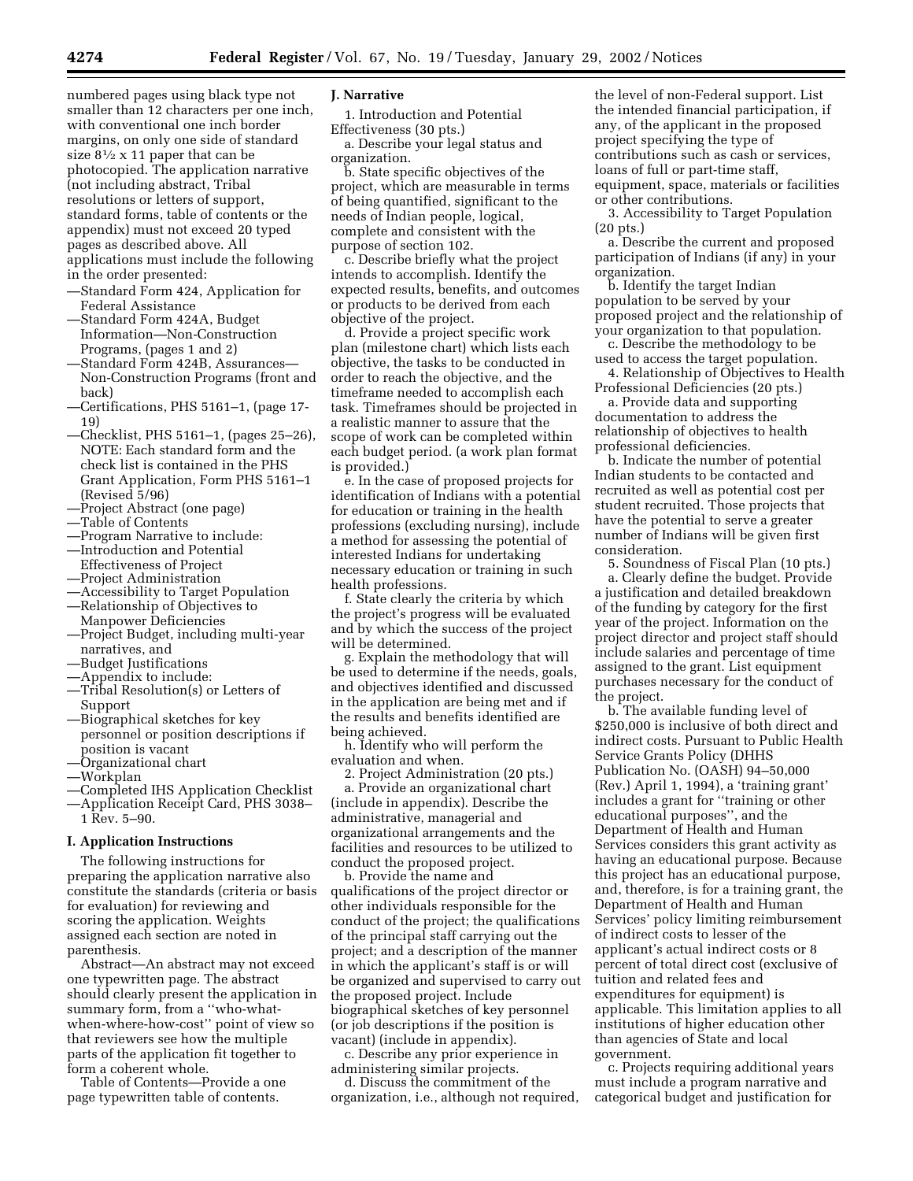numbered pages using black type not smaller than 12 characters per one inch, with conventional one inch border margins, on only one side of standard size 8½ x 11 paper that can be photocopied. The application narrative (not including abstract, Tribal resolutions or letters of support, standard forms, table of contents or the appendix) must not exceed 20 typed pages as described above. All applications must include the following in the order presented:

—Standard Form 424, Application for Federal Assistance
—Standard Form 424A, Budget Information—Non-Construction Programs, (pages 1 and 2)
—Standard Form 424B, Assurances—Non-Construction Programs (front and back)
—Certifications, PHS 5161–1, (page 17-19)
—Checklist, PHS 5161–1, (pages 25–26), NOTE: Each standard form and the check list is contained in the PHS Grant Application, Form PHS 5161–1 (Revised 5/96)
—Project Abstract (one page)
—Table of Contents
—Program Narrative to include:
—Introduction and Potential Effectiveness of Project
—Project Administration
—Accessibility to Target Population
—Relationship of Objectives to Manpower Deficiencies
—Project Budget, including multi-year narratives, and
—Budget Justifications
—Appendix to include:
—Tribal Resolution(s) or Letters of Support
—Biographical sketches for key personnel or position descriptions if position is vacant
—Organizational chart
—Workplan
—Completed IHS Application Checklist
—Application Receipt Card, PHS 3038–1 Rev. 5–90.

## I. Application Instructions

The following instructions for preparing the application narrative also constitute the standards (criteria or basis for evaluation) for reviewing and scoring the application. Weights assigned each section are noted in parenthesis.

Abstract—An abstract may not exceed one typewritten page. The abstract should clearly present the application in summary form, from a ''who-what-when-where-how-cost'' point of view so that reviewers see how the multiple parts of the application fit together to form a coherent whole.

Table of Contents—Provide a one page typewritten table of contents.

## J. Narrative

1. Introduction and Potential Effectiveness (30 pts.)

a. Describe your legal status and organization.

b. State specific objectives of the project, which are measurable in terms of being quantified, significant to the needs of Indian people, logical, complete and consistent with the purpose of section 102.

c. Describe briefly what the project intends to accomplish. Identify the expected results, benefits, and outcomes or products to be derived from each objective of the project.

d. Provide a project specific work plan (milestone chart) which lists each objective, the tasks to be conducted in order to reach the objective, and the timeframe needed to accomplish each task. Timeframes should be projected in a realistic manner to assure that the scope of work can be completed within each budget period. (a work plan format is provided.)

e. In the case of proposed projects for identification of Indians with a potential for education or training in the health professions (excluding nursing), include a method for assessing the potential of interested Indians for undertaking necessary education or training in such health professions.

f. State clearly the criteria by which the project's progress will be evaluated and by which the success of the project will be determined.

g. Explain the methodology that will be used to determine if the needs, goals, and objectives identified and discussed in the application are being met and if the results and benefits identified are being achieved.

h. Identify who will perform the evaluation and when.

2. Project Administration (20 pts.)

a. Provide an organizational chart (include in appendix). Describe the administrative, managerial and organizational arrangements and the facilities and resources to be utilized to conduct the proposed project.

b. Provide the name and qualifications of the project director or other individuals responsible for the conduct of the project; the qualifications of the principal staff carrying out the project; and a description of the manner in which the applicant's staff is or will be organized and supervised to carry out the proposed project. Include biographical sketches of key personnel (or job descriptions if the position is vacant) (include in appendix).

c. Describe any prior experience in administering similar projects.

d. Discuss the commitment of the organization, i.e., although not required, the level of non-Federal support. List the intended financial participation, if any, of the applicant in the proposed project specifying the type of contributions such as cash or services, loans of full or part-time staff, equipment, space, materials or facilities or other contributions.

3. Accessibility to Target Population (20 pts.)

a. Describe the current and proposed participation of Indians (if any) in your organization.

b. Identify the target Indian population to be served by your proposed project and the relationship of your organization to that population.

c. Describe the methodology to be used to access the target population.

4. Relationship of Objectives to Health Professional Deficiencies (20 pts.)

a. Provide data and supporting documentation to address the relationship of objectives to health professional deficiencies.

b. Indicate the number of potential Indian students to be contacted and recruited as well as potential cost per student recruited. Those projects that have the potential to serve a greater number of Indians will be given first consideration.

5. Soundness of Fiscal Plan (10 pts.)

a. Clearly define the budget. Provide a justification and detailed breakdown of the funding by category for the first year of the project. Information on the project director and project staff should include salaries and percentage of time assigned to the grant. List equipment purchases necessary for the conduct of the project.

b. The available funding level of $250,000 is inclusive of both direct and indirect costs. Pursuant to Public Health Service Grants Policy (DHHS Publication No. (OASH) 94–50,000 (Rev.) April 1, 1994), a 'training grant' includes a grant for ''training or other educational purposes'', and the Department of Health and Human Services considers this grant activity as having an educational purpose. Because this project has an educational purpose, and, therefore, is for a training grant, the Department of Health and Human Services' policy limiting reimbursement of indirect costs to lesser of the applicant's actual indirect costs or 8 percent of total direct cost (exclusive of tuition and related fees and expenditures for equipment) is applicable. This limitation applies to all institutions of higher education other than agencies of State and local government.

c. Projects requiring additional years must include a program narrative and categorical budget and justification for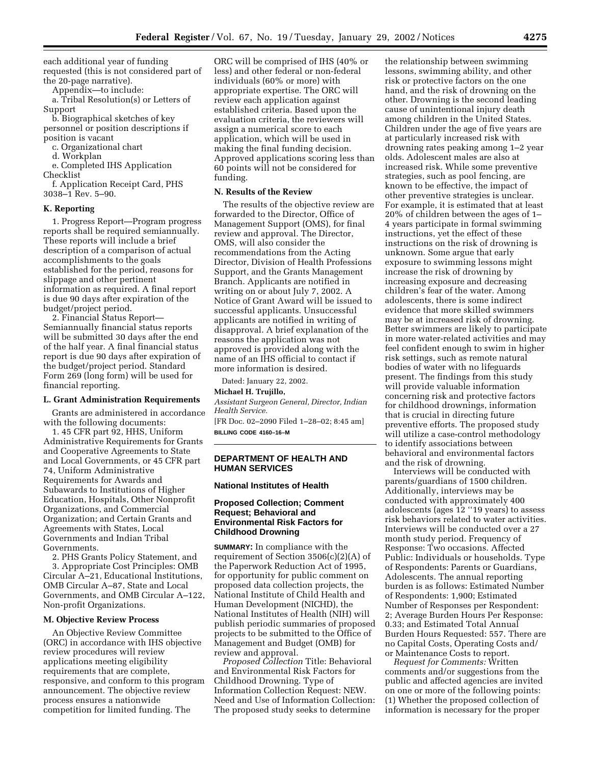each additional year of funding requested (this is not considered part of the 20-page narrative).

Appendix—to include:

a. Tribal Resolution(s) or Letters of Support

b. Biographical sketches of key personnel or position descriptions if position is vacant

c. Organizational chart

d. Workplan

e. Completed IHS Application Checklist

f. Application Receipt Card, PHS 3038–1 Rev. 5–90.

**K. Reporting**

1. Progress Report—Program progress reports shall be required semiannually. These reports will include a brief description of a comparison of actual accomplishments to the goals established for the period, reasons for slippage and other pertinent information as required. A final report is due 90 days after expiration of the budget/project period.

2. Financial Status Report—Semiannually financial status reports will be submitted 30 days after the end of the half year. A final financial status report is due 90 days after expiration of the budget/project period. Standard Form 269 (long form) will be used for financial reporting.

**L. Grant Administration Requirements**

Grants are administered in accordance with the following documents:

1. 45 CFR part 92, HHS, Uniform Administrative Requirements for Grants and Cooperative Agreements to State and Local Governments, or 45 CFR part 74, Uniform Administrative Requirements for Awards and Subawards to Institutions of Higher Education, Hospitals, Other Nonprofit Organizations, and Commercial Organization; and Certain Grants and Agreements with States, Local Governments and Indian Tribal Governments.

2. PHS Grants Policy Statement, and

3. Appropriate Cost Principles: OMB Circular A–21, Educational Institutions, OMB Circular A–87, State and Local Governments, and OMB Circular A–122, Non-profit Organizations.

**M. Objective Review Process**

An Objective Review Committee (ORC) in accordance with IHS objective review procedures will review applications meeting eligibility requirements that are complete, responsive, and conform to this program announcement. The objective review process ensures a nationwide competition for limited funding. The ORC will be comprised of IHS (40% or less) and other federal or non-federal individuals (60% or more) with appropriate expertise. The ORC will review each application against established criteria. Based upon the evaluation criteria, the reviewers will assign a numerical score to each application, which will be used in making the final funding decision. Approved applications scoring less than 60 points will not be considered for funding.

**N. Results of the Review**

The results of the objective review are forwarded to the Director, Office of Management Support (OMS), for final review and approval. The Director, OMS, will also consider the recommendations from the Acting Director, Division of Health Professions Support, and the Grants Management Branch. Applicants are notified in writing on or about July 7, 2002. A Notice of Grant Award will be issued to successful applicants. Unsuccessful applicants are notified in writing of disapproval. A brief explanation of the reasons the application was not approved is provided along with the name of an IHS official to contact if more information is desired.

Dated: January 22, 2002.

**Michael H. Trujillo,**

*Assistant Surgeon General, Director, Indian Health Service.*

[FR Doc. 02–2090 Filed 1–28–02; 8:45 am]

**BILLING CODE 4160–16–M**

---

## DEPARTMENT OF HEALTH AND HUMAN SERVICES

### National Institutes of Health

### Proposed Collection; Comment Request; Behavioral and Environmental Risk Factors for Childhood Drowning

**SUMMARY:** In compliance with the requirement of Section 3506(c)(2)(A) of the Paperwork Reduction Act of 1995, for opportunity for public comment on proposed data collection projects, the National Institute of Child Health and Human Development (NICHD), the National Institutes of Health (NIH) will publish periodic summaries of proposed projects to be submitted to the Office of Management and Budget (OMB) for review and approval.

*Proposed Collection* Title: Behavioral and Environmental Risk Factors for Childhood Drowning. Type of Information Collection Request: NEW. Need and Use of Information Collection: The proposed study seeks to determine the relationship between swimming lessons, swimming ability, and other risk or protective factors on the one hand, and the risk of drowning on the other. Drowning is the second leading cause of unintentional injury death among children in the United States. Children under the age of five years are at particularly increased risk with drowning rates peaking among 1–2 year olds. Adolescent males are also at increased risk. While some preventive strategies, such as pool fencing, are known to be effective, the impact of other preventive strategies is unclear. For example, it is estimated that at least 20% of children between the ages of 1–4 years participate in formal swimming instructions, yet the effect of these instructions on the risk of drowning is unknown. Some argue that early exposure to swimming lessons might increase the risk of drowning by increasing exposure and decreasing children's fear of the water. Among adolescents, there is some indirect evidence that more skilled swimmers may be at increased risk of drowning. Better swimmers are likely to participate in more water-related activities and may feel confident enough to swim in higher risk settings, such as remote natural bodies of water with no lifeguards present. The findings from this study will provide valuable information concerning risk and protective factors for childhood drownings, information that is crucial in directing future preventive efforts. The proposed study will utilize a case-control methodology to identify associations between behavioral and environmental factors and the risk of drowning.

Interviews will be conducted with parents/guardians of 1500 children. Additionally, interviews may be conducted with approximately 400 adolescents (ages 12 ''19 years) to assess risk behaviors related to water activities. Interviews will be conducted over a 27 month study period. Frequency of Response: Two occasions. Affected Public: Individuals or households. Type of Respondents: Parents or Guardians, Adolescents. The annual reporting burden is as follows: Estimated Number of Respondents: 1,900; Estimated Number of Responses per Respondent: 2; Average Burden Hours Per Response: 0.33; and Estimated Total Annual Burden Hours Requested: 557. There are no Capital Costs, Operating Costs and/or Maintenance Costs to report.

*Request for Comments:* Written comments and/or suggestions from the public and affected agencies are invited on one or more of the following points: (1) Whether the proposed collection of information is necessary for the proper